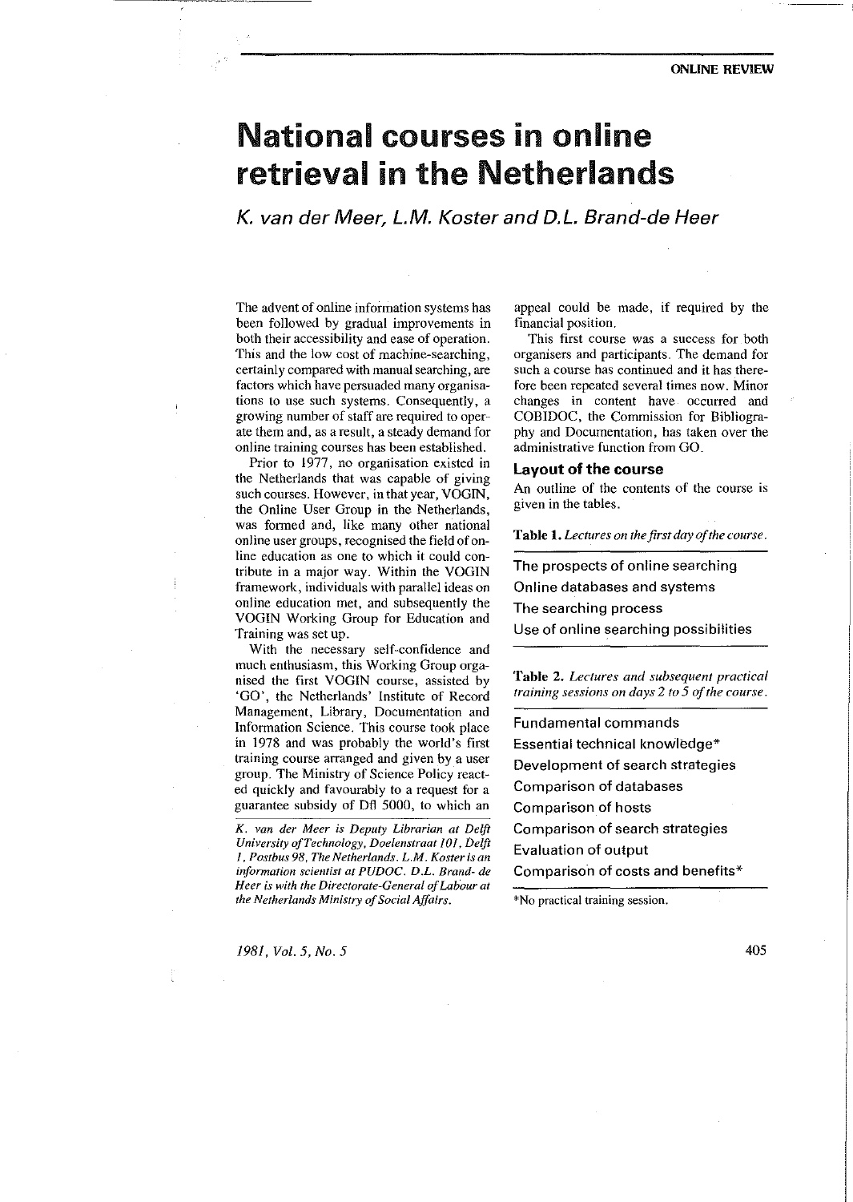# National courses in online retrieval in the Netherlands

*K. van der Meer, L.M. Koster and D.L. Brand-de Heer*

The advent of online information systems has been followed by gradual improvements in both their accessibility and ease of operation. This and the low cost of machine-searching, certainly compared with manual searching, are factors which have persuaded many organisations to use such systems. Consequently, a growing number of staff are required to operate them and, as a result, a steady demand for online training courses has been established.

Prior to 1977, no organisation existed in the Netherlands that was capable of giving such courses. However, in that year, VOGIN, the Online User Group in the Netherlands, was formed and, like many other national online user groups, recognised the field of online education as one to which it could contribute in a major way. Within the VOGIN framework, individuals with parallel ideas on online education met, and subsequently the VOGIN Working Group for Education and Training was set up.

With the necessary self-confidence and much enthusiasm, this Working Group organised the first VOGIN course, assisted by 'GO', the Netherlands' Institute of Record Management, Library, Documentation and Information Science. This course took place in 1978 and was probably the world's first training course arranged and given by a user group. The Ministry of Science Policy reacted quickly and favourably to a request for a guarantee subsidy of Dfl 5000, to which an appeal could be made, if required by the financial position.

*K. van der Meer is Deputy Librarian at Delft University of Technology, Doelenstraat 101, Delft 1, Postbus 98, The Netherlands. L.M. Koster is an information scientist at PUDOC. D.L. Brand-de Heer is with the Directorate-General of Labour at the Netherlands Ministry of Social Affairs.*

This first course was a success for both organisers and participants. The demand for such a course has continued and it has therefore been repeated several times now. Minor changes in content have occurred and COBIDOC, the Commission for Bibliography and Documentation, has taken over the administrative function from GO.

## Layout of the course

An outline of the contents of the course is given in the tables.

**Table 1.** *Lectures on the first day of the course.*

| |
|---|
| The prospects of online searching |
| Online databases and systems |
| The searching process |
| Use of online searching possibilities |

**Table 2.** *Lectures and subsequent practical training sessions on days 2 to 5 of the course.*

| |
|---|
| Fundamental commands |
| Essential technical knowledge* |
| Development of search strategies |
| Comparison of databases |
| Comparison of hosts |
| Comparison of search strategies |
| Evaluation of output |
| Comparison of costs and benefits* |

*No practical training session.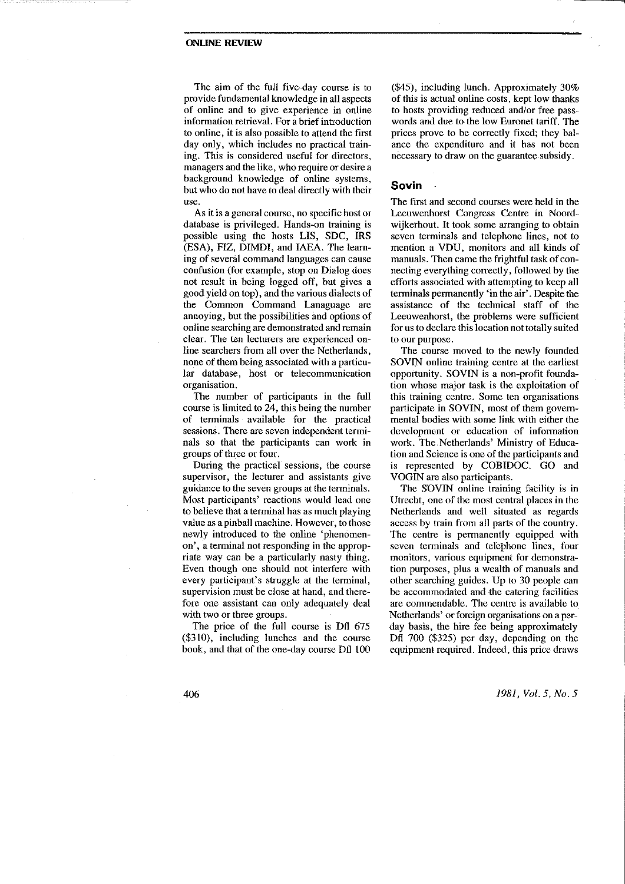The aim of the full five-day course is to provide fundamental knowledge in all aspects of online and to give experience in online information retrieval. For a brief introduction to online, it is also possible to attend the first day only, which includes no practical training. This is considered useful for directors, managers and the like, who require or desire a background knowledge of online systems, but who do not have to deal directly with their use.

As it is a general course, no specific host or database is privileged. Hands-on training is possible using the hosts LIS, SDC, IRS (ESA), FIZ, DIMDI, and IAEA. The learning of several command languages can cause confusion (for example, stop on Dialog does not result in being logged off, but gives a good yield on top), and the various dialects of the Common Command Lanaguage are annoying, but the possibilities and options of online searching are demonstrated and remain clear. The ten lecturers are experienced online searchers from all over the Netherlands, none of them being associated with a particular database, host or telecommunication organisation.

The number of participants in the full course is limited to 24, this being the number of terminals available for the practical sessions. There are seven independent terminals so that the participants can work in groups of three or four.

During the practical sessions, the course supervisor, the lecturer and assistants give guidance to the seven groups at the terminals. Most participants' reactions would lead one to believe that a terminal has as much playing value as a pinball machine. However, to those newly introduced to the online 'phenomenon', a terminal not responding in the appropriate way can be a particularly nasty thing. Even though one should not interfere with every participant's struggle at the terminal, supervision must be close at hand, and therefore one assistant can only adequately deal with two or three groups.

The price of the full course is Dfl 675 ($310), including lunches and the course book, and that of the one-day course Dfl 100 ($45), including lunch. Approximately 30% of this is actual online costs, kept low thanks to hosts providing reduced and/or free passwords and due to the low Euronet tariff. The prices prove to be correctly fixed; they balance the expenditure and it has not been necessary to draw on the guarantee subsidy.

## Sovin

The first and second courses were held in the Leeuwenhorst Congress Centre in Noordwijkerhout. It took some arranging to obtain seven terminals and telephone lines, not to mention a VDU, monitors and all kinds of manuals. Then came the frightful task of connecting everything correctly, followed by the efforts associated with attempting to keep all terminals permanently 'in the air'. Despite the assistance of the technical staff of the Leeuwenhorst, the problems were sufficient for us to declare this location not totally suited to our purpose.

The course moved to the newly founded SOVIN online training centre at the earliest opportunity. SOVIN is a non-profit foundation whose major task is the exploitation of this training centre. Some ten organisations participate in SOVIN, most of them governmental bodies with some link with either the development or education of information work. The Netherlands' Ministry of Education and Science is one of the participants and is represented by COBIDOC. GO and VOGIN are also participants.

The SOVIN online training facility is in Utrecht, one of the most central places in the Netherlands and well situated as regards access by train from all parts of the country. The centre is permanently equipped with seven terminals and telephone lines, four monitors, various equipment for demonstration purposes, plus a wealth of manuals and other searching guides. Up to 30 people can be accommodated and the catering facilities are commendable. The centre is available to Netherlands' or foreign organisations on a per-day basis, the hire fee being approximately Dfl 700 ($325) per day, depending on the equipment required. Indeed, this price draws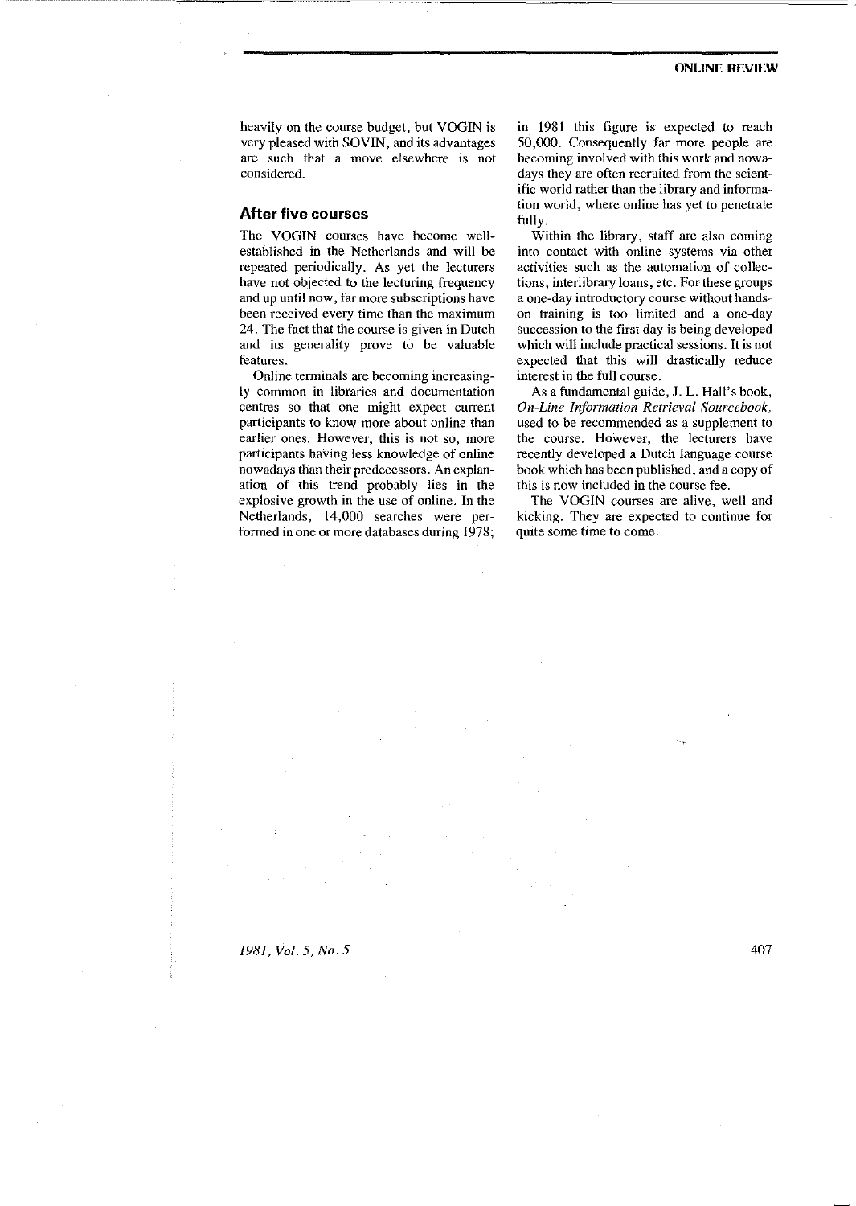heavily on the course budget, but VOGIN is very pleased with SOVIN, and its advantages are such that a move elsewhere is not considered.

## After five courses

The VOGIN courses have become well-established in the Netherlands and will be repeated periodically. As yet the lecturers have not objected to the lecturing frequency and up until now, far more subscriptions have been received every time than the maximum 24. The fact that the course is given in Dutch and its generality prove to be valuable features.

Online terminals are becoming increasingly common in libraries and documentation centres so that one might expect current participants to know more about online than earlier ones. However, this is not so, more participants having less knowledge of online nowadays than their predecessors. An explanation of this trend probably lies in the explosive growth in the use of online. In the Netherlands, 14,000 searches were performed in one or more databases during 1978; in 1981 this figure is expected to reach 50,000. Consequently far more people are becoming involved with this work and nowadays they are often recruited from the scientific world rather than the library and information world, where online has yet to penetrate fully.

Within the library, staff are also coming into contact with online systems via other activities such as the automation of collections, interlibrary loans, etc. For these groups a one-day introductory course without hands-on training is too limited and a one-day succession to the first day is being developed which will include practical sessions. It is not expected that this will drastically reduce interest in the full course.

As a fundamental guide, J. L. Hall's book, *On-Line Information Retrieval Sourcebook*, used to be recommended as a supplement to the course. However, the lecturers have recently developed a Dutch language course book which has been published, and a copy of this is now included in the course fee.

The VOGIN courses are alive, well and kicking. They are expected to continue for quite some time to come.